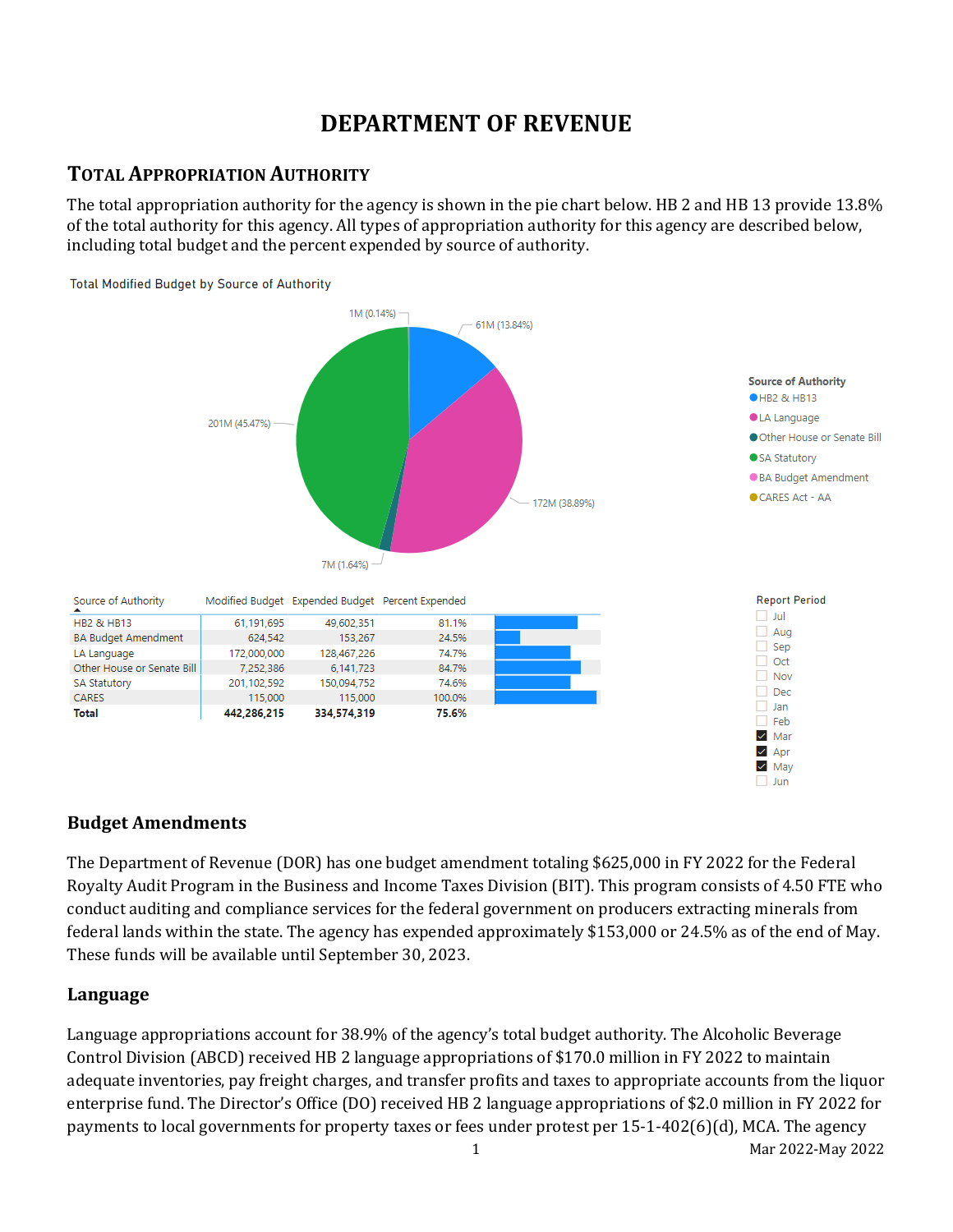# DEPARTMENT OF REVENUE

## Total Appropriation Authority

The total appropriation authority for the agency is shown in the pie chart below. HB 2 and HB 13 provide 13.8% of the total authority for this agency. All types of appropriation authority for this agency are described below, including total budget and the percent expended by source of authority.

Total Modified Budget by Source of Authority

| Source of Authority | Modified Budget | Expended Budget | Percent Expended |
|---|---|---|---|
| HB2 & HB13 | 61,191,695 | 49,602,351 | 81.1% |
| BA Budget Amendment | 624,542 | 153,267 | 24.5% |
| LA Language | 172,000,000 | 128,467,226 | 74.7% |
| Other House or Senate Bill | 7,252,386 | 6,141,723 | 84.7% |
| SA Statutory | 201,102,592 | 150,094,752 | 74.6% |
| CARES | 115,000 | 115,000 | 100.0% |
| **Total** | **442,286,215** | **334,574,319** | **75.6%** |

### Budget Amendments

The Department of Revenue (DOR) has one budget amendment totaling $625,000 in FY 2022 for the Federal Royalty Audit Program in the Business and Income Taxes Division (BIT). This program consists of 4.50 FTE who conduct auditing and compliance services for the federal government on producers extracting minerals from federal lands within the state. The agency has expended approximately $153,000 or 24.5% as of the end of May. These funds will be available until September 30, 2023.

### Language

Language appropriations account for 38.9% of the agency's total budget authority. The Alcoholic Beverage Control Division (ABCD) received HB 2 language appropriations of $170.0 million in FY 2022 to maintain adequate inventories, pay freight charges, and transfer profits and taxes to appropriate accounts from the liquor enterprise fund. The Director's Office (DO) received HB 2 language appropriations of $2.0 million in FY 2022 for payments to local governments for property taxes or fees under protest per 15-1-402(6)(d), MCA. The agency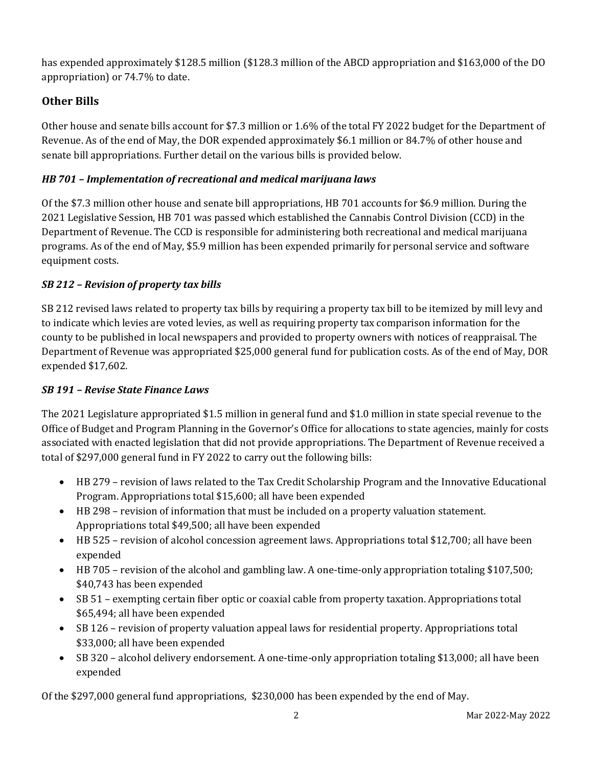has expended approximately $128.5 million ($128.3 million of the ABCD appropriation and $163,000 of the DO appropriation) or 74.7% to date.

## Other Bills

Other house and senate bills account for $7.3 million or 1.6% of the total FY 2022 budget for the Department of Revenue. As of the end of May, the DOR expended approximately $6.1 million or 84.7% of other house and senate bill appropriations. Further detail on the various bills is provided below.

### *HB 701 – Implementation of recreational and medical marijuana laws*

Of the $7.3 million other house and senate bill appropriations, HB 701 accounts for $6.9 million. During the 2021 Legislative Session, HB 701 was passed which established the Cannabis Control Division (CCD) in the Department of Revenue. The CCD is responsible for administering both recreational and medical marijuana programs. As of the end of May, $5.9 million has been expended primarily for personal service and software equipment costs.

### *SB 212 – Revision of property tax bills*

SB 212 revised laws related to property tax bills by requiring a property tax bill to be itemized by mill levy and to indicate which levies are voted levies, as well as requiring property tax comparison information for the county to be published in local newspapers and provided to property owners with notices of reappraisal. The Department of Revenue was appropriated $25,000 general fund for publication costs. As of the end of May, DOR expended $17,602.

### *SB 191 – Revise State Finance Laws*

The 2021 Legislature appropriated $1.5 million in general fund and $1.0 million in state special revenue to the Office of Budget and Program Planning in the Governor's Office for allocations to state agencies, mainly for costs associated with enacted legislation that did not provide appropriations. The Department of Revenue received a total of $297,000 general fund in FY 2022 to carry out the following bills:

- HB 279 – revision of laws related to the Tax Credit Scholarship Program and the Innovative Educational Program. Appropriations total $15,600; all have been expended
- HB 298 – revision of information that must be included on a property valuation statement. Appropriations total $49,500; all have been expended
- HB 525 – revision of alcohol concession agreement laws. Appropriations total $12,700; all have been expended
- HB 705 – revision of the alcohol and gambling law. A one-time-only appropriation totaling $107,500; $40,743 has been expended
- SB 51 – exempting certain fiber optic or coaxial cable from property taxation. Appropriations total $65,494; all have been expended
- SB 126 – revision of property valuation appeal laws for residential property. Appropriations total $33,000; all have been expended
- SB 320 – alcohol delivery endorsement. A one-time-only appropriation totaling $13,000; all have been expended

Of the $297,000 general fund appropriations, $230,000 has been expended by the end of May.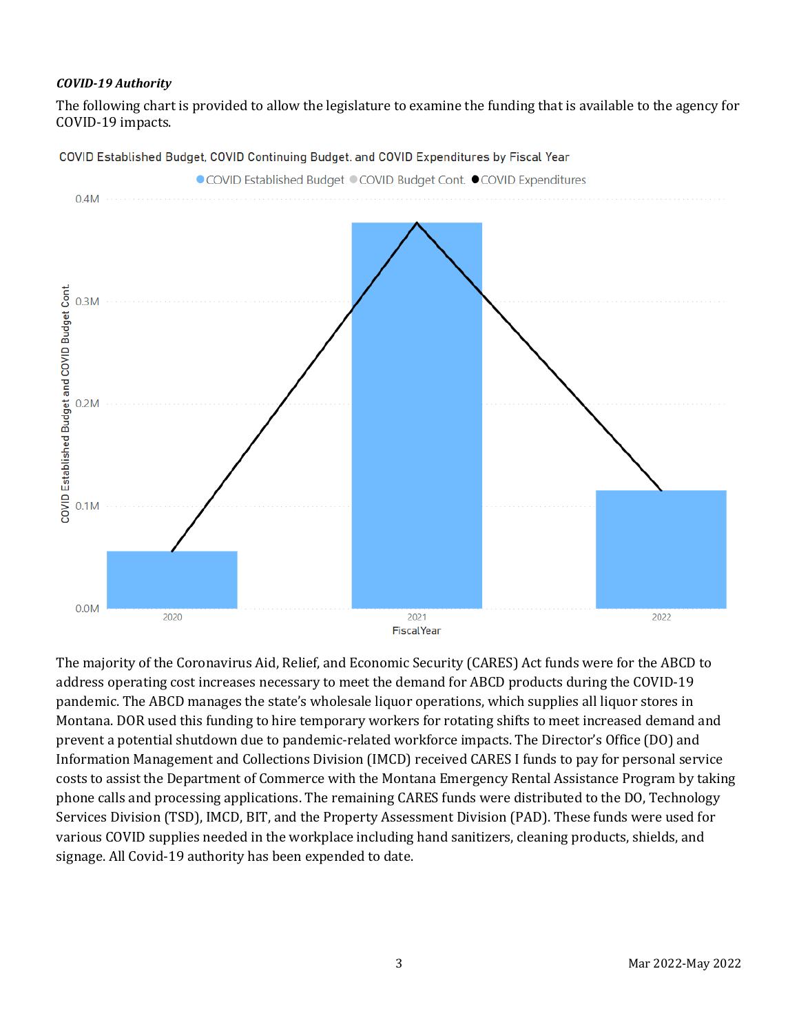*COVID-19 Authority*

The following chart is provided to allow the legislature to examine the funding that is available to the agency for COVID-19 impacts.

The majority of the Coronavirus Aid, Relief, and Economic Security (CARES) Act funds were for the ABCD to address operating cost increases necessary to meet the demand for ABCD products during the COVID-19 pandemic. The ABCD manages the state's wholesale liquor operations, which supplies all liquor stores in Montana. DOR used this funding to hire temporary workers for rotating shifts to meet increased demand and prevent a potential shutdown due to pandemic-related workforce impacts. The Director's Office (DO) and Information Management and Collections Division (IMCD) received CARES I funds to pay for personal service costs to assist the Department of Commerce with the Montana Emergency Rental Assistance Program by taking phone calls and processing applications. The remaining CARES funds were distributed to the DO, Technology Services Division (TSD), IMCD, BIT, and the Property Assessment Division (PAD). These funds were used for various COVID supplies needed in the workplace including hand sanitizers, cleaning products, shields, and signage. All Covid-19 authority has been expended to date.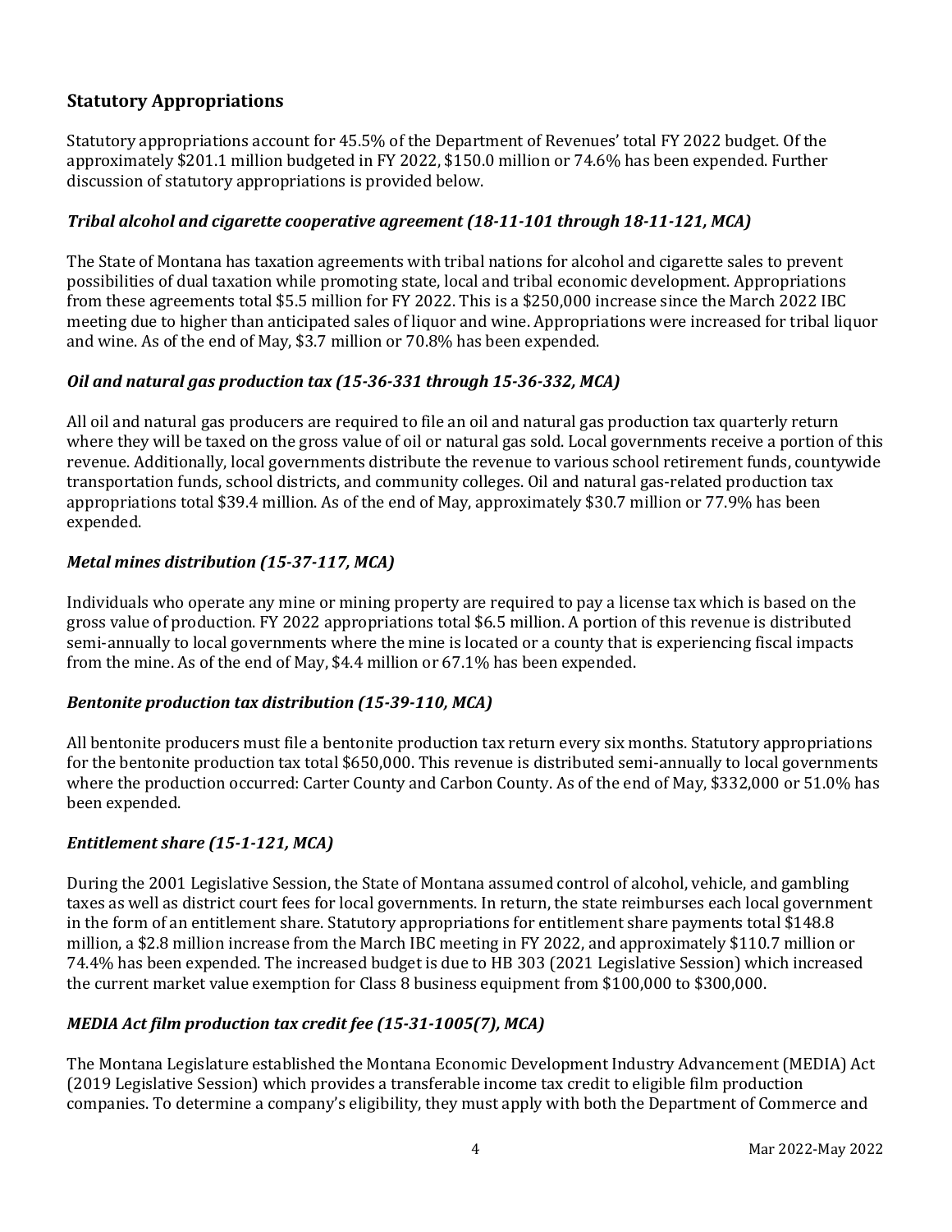## Statutory Appropriations

Statutory appropriations account for 45.5% of the Department of Revenues' total FY 2022 budget. Of the approximately $201.1 million budgeted in FY 2022, $150.0 million or 74.6% has been expended. Further discussion of statutory appropriations is provided below.

### *Tribal alcohol and cigarette cooperative agreement (18-11-101 through 18-11-121, MCA)*

The State of Montana has taxation agreements with tribal nations for alcohol and cigarette sales to prevent possibilities of dual taxation while promoting state, local and tribal economic development. Appropriations from these agreements total $5.5 million for FY 2022. This is a $250,000 increase since the March 2022 IBC meeting due to higher than anticipated sales of liquor and wine. Appropriations were increased for tribal liquor and wine. As of the end of May, $3.7 million or 70.8% has been expended.

### *Oil and natural gas production tax (15-36-331 through 15-36-332, MCA)*

All oil and natural gas producers are required to file an oil and natural gas production tax quarterly return where they will be taxed on the gross value of oil or natural gas sold. Local governments receive a portion of this revenue. Additionally, local governments distribute the revenue to various school retirement funds, countywide transportation funds, school districts, and community colleges. Oil and natural gas-related production tax appropriations total $39.4 million. As of the end of May, approximately $30.7 million or 77.9% has been expended.

### *Metal mines distribution (15-37-117, MCA)*

Individuals who operate any mine or mining property are required to pay a license tax which is based on the gross value of production. FY 2022 appropriations total $6.5 million. A portion of this revenue is distributed semi-annually to local governments where the mine is located or a county that is experiencing fiscal impacts from the mine. As of the end of May, $4.4 million or 67.1% has been expended.

### *Bentonite production tax distribution (15-39-110, MCA)*

All bentonite producers must file a bentonite production tax return every six months. Statutory appropriations for the bentonite production tax total $650,000. This revenue is distributed semi-annually to local governments where the production occurred: Carter County and Carbon County. As of the end of May, $332,000 or 51.0% has been expended.

### *Entitlement share (15-1-121, MCA)*

During the 2001 Legislative Session, the State of Montana assumed control of alcohol, vehicle, and gambling taxes as well as district court fees for local governments. In return, the state reimburses each local government in the form of an entitlement share. Statutory appropriations for entitlement share payments total $148.8 million, a $2.8 million increase from the March IBC meeting in FY 2022, and approximately $110.7 million or 74.4% has been expended. The increased budget is due to HB 303 (2021 Legislative Session) which increased the current market value exemption for Class 8 business equipment from $100,000 to $300,000.

### *MEDIA Act film production tax credit fee (15-31-1005(7), MCA)*

The Montana Legislature established the Montana Economic Development Industry Advancement (MEDIA) Act (2019 Legislative Session) which provides a transferable income tax credit to eligible film production companies. To determine a company's eligibility, they must apply with both the Department of Commerce and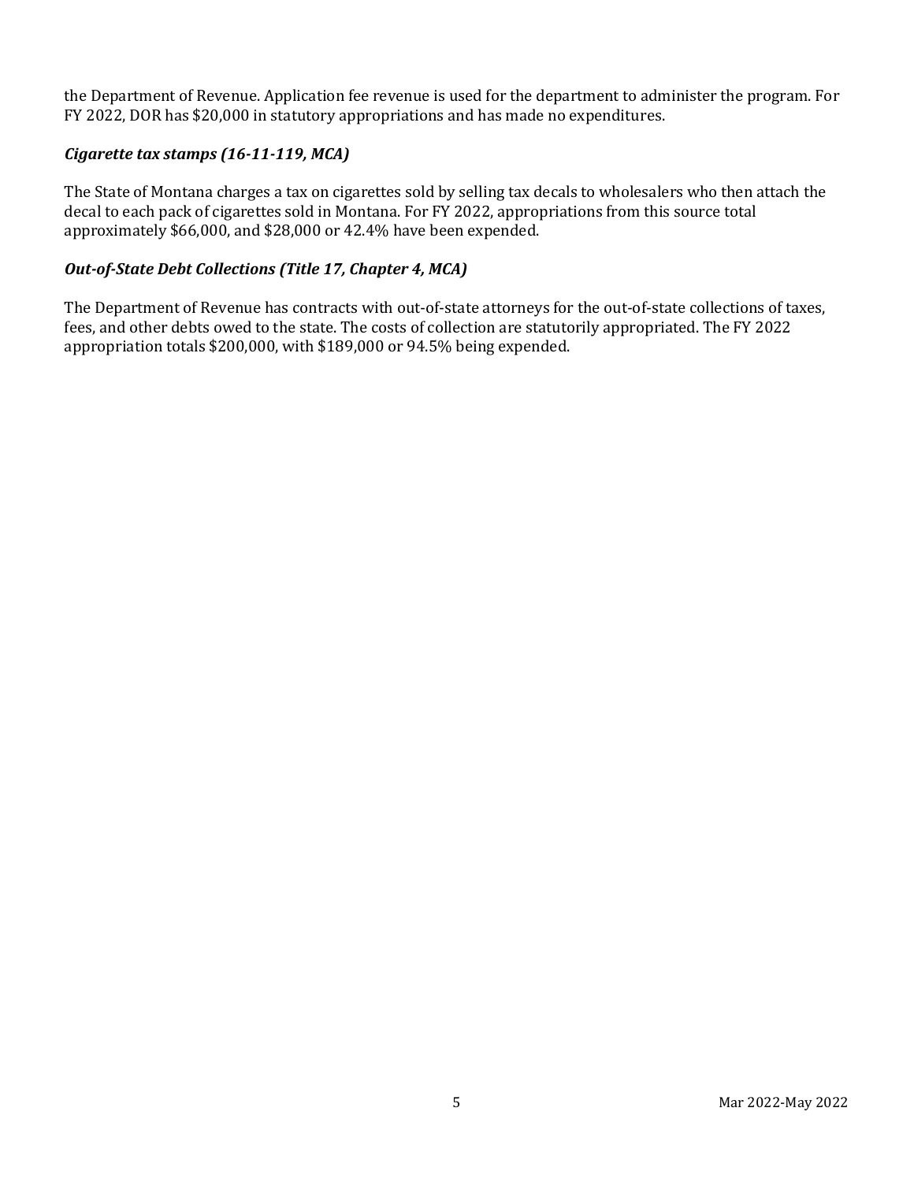the Department of Revenue. Application fee revenue is used for the department to administer the program. For FY 2022, DOR has $20,000 in statutory appropriations and has made no expenditures.

***Cigarette tax stamps (16-11-119, MCA)***

The State of Montana charges a tax on cigarettes sold by selling tax decals to wholesalers who then attach the decal to each pack of cigarettes sold in Montana. For FY 2022, appropriations from this source total approximately $66,000, and $28,000 or 42.4% have been expended.

***Out-of-State Debt Collections (Title 17, Chapter 4, MCA)***

The Department of Revenue has contracts with out-of-state attorneys for the out-of-state collections of taxes, fees, and other debts owed to the state. The costs of collection are statutorily appropriated. The FY 2022 appropriation totals $200,000, with $189,000 or 94.5% being expended.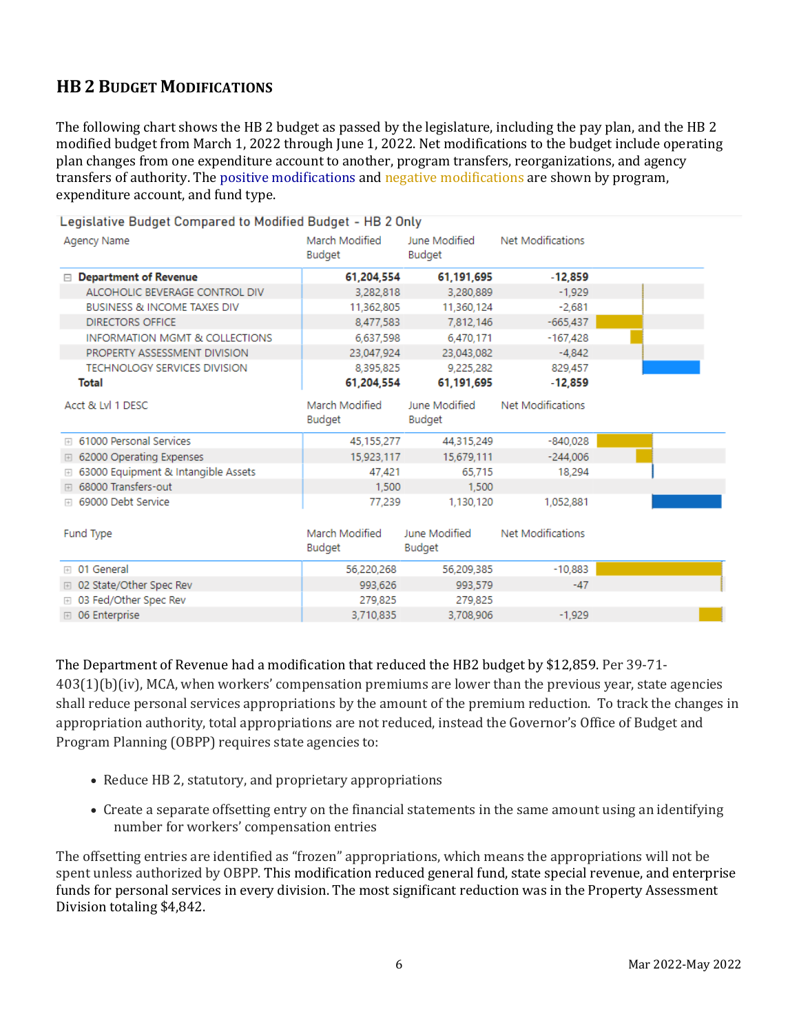## HB 2 Budget Modifications

The following chart shows the HB 2 budget as passed by the legislature, including the pay plan, and the HB 2 modified budget from March 1, 2022 through June 1, 2022. Net modifications to the budget include operating plan changes from one expenditure account to another, program transfers, reorganizations, and agency transfers of authority. The positive modifications and negative modifications are shown by program, expenditure account, and fund type.

Legislative Budget Compared to Modified Budget - HB 2 Only

| Agency Name | March Modified Budget | June Modified Budget | Net Modifications |
|---|---|---|---|
| **Department of Revenue** | **61,204,554** | **61,191,695** | **-12,859** |
| ALCOHOLIC BEVERAGE CONTROL DIV | 3,282,818 | 3,280,889 | -1,929 |
| BUSINESS & INCOME TAXES DIV | 11,362,805 | 11,360,124 | -2,681 |
| DIRECTORS OFFICE | 8,477,583 | 7,812,146 | -665,437 |
| INFORMATION MGMT & COLLECTIONS | 6,637,598 | 6,470,171 | -167,428 |
| PROPERTY ASSESSMENT DIVISION | 23,047,924 | 23,043,082 | -4,842 |
| TECHNOLOGY SERVICES DIVISION | 8,395,825 | 9,225,282 | 829,457 |
| **Total** | **61,204,554** | **61,191,695** | **-12,859** |

| Acct & Lvl 1 DESC | March Modified Budget | June Modified Budget | Net Modifications |
|---|---|---|---|
| 61000 Personal Services | 45,155,277 | 44,315,249 | -840,028 |
| 62000 Operating Expenses | 15,923,117 | 15,679,111 | -244,006 |
| 63000 Equipment & Intangible Assets | 47,421 | 65,715 | 18,294 |
| 68000 Transfers-out | 1,500 | 1,500 | |
| 69000 Debt Service | 77,239 | 1,130,120 | 1,052,881 |

| Fund Type | March Modified Budget | June Modified Budget | Net Modifications |
|---|---|---|---|
| 01 General | 56,220,268 | 56,209,385 | -10,883 |
| 02 State/Other Spec Rev | 993,626 | 993,579 | -47 |
| 03 Fed/Other Spec Rev | 279,825 | 279,825 | |
| 06 Enterprise | 3,710,835 | 3,708,906 | -1,929 |

The Department of Revenue had a modification that reduced the HB2 budget by $12,859. Per 39-71-403(1)(b)(iv), MCA, when workers' compensation premiums are lower than the previous year, state agencies shall reduce personal services appropriations by the amount of the premium reduction. To track the changes in appropriation authority, total appropriations are not reduced, instead the Governor's Office of Budget and Program Planning (OBPP) requires state agencies to:

- Reduce HB 2, statutory, and proprietary appropriations
- Create a separate offsetting entry on the financial statements in the same amount using an identifying number for workers' compensation entries

The offsetting entries are identified as "frozen" appropriations, which means the appropriations will not be spent unless authorized by OBPP. This modification reduced general fund, state special revenue, and enterprise funds for personal services in every division. The most significant reduction was in the Property Assessment Division totaling $4,842.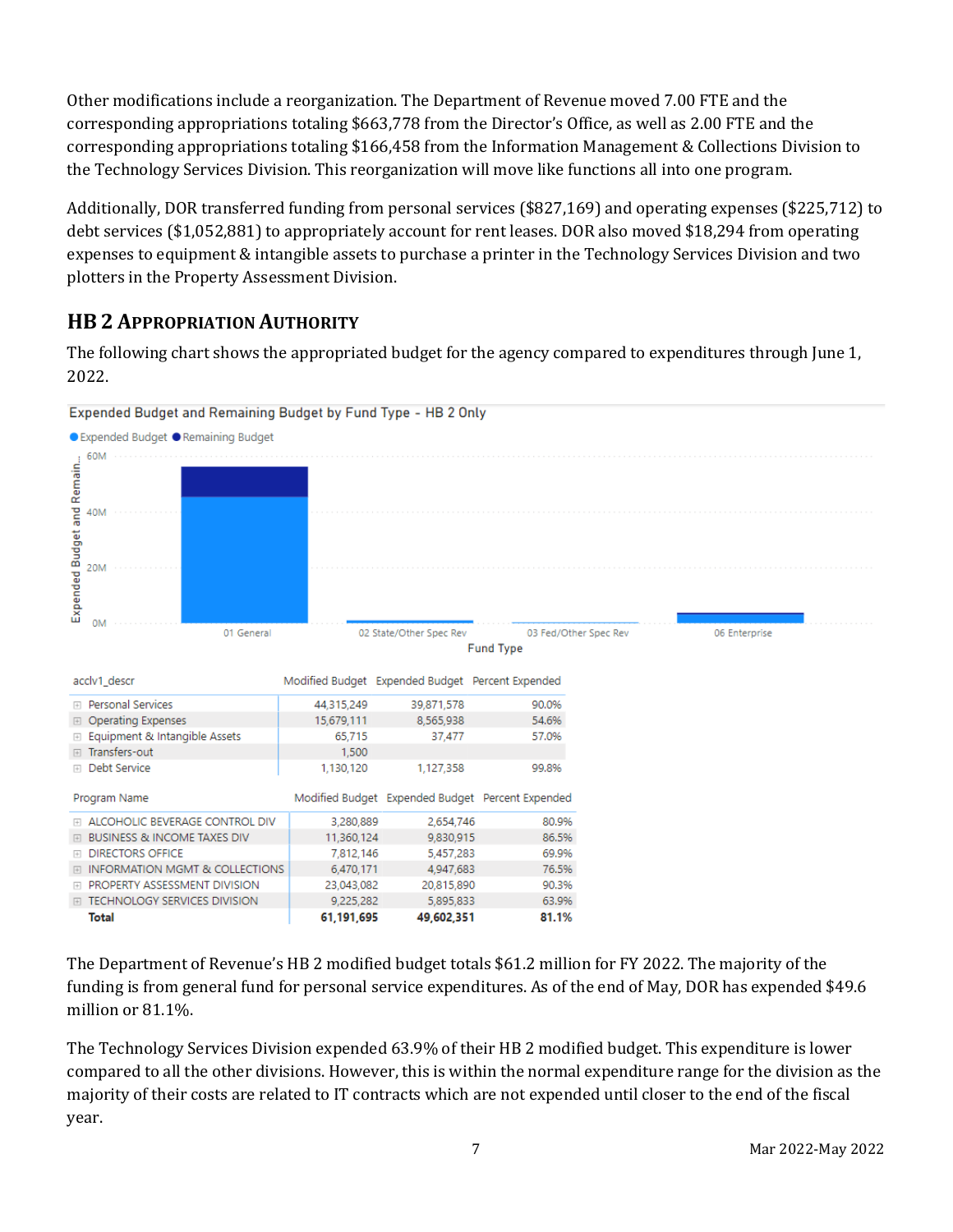Other modifications include a reorganization. The Department of Revenue moved 7.00 FTE and the corresponding appropriations totaling $663,778 from the Director's Office, as well as 2.00 FTE and the corresponding appropriations totaling $166,458 from the Information Management & Collections Division to the Technology Services Division. This reorganization will move like functions all into one program.

Additionally, DOR transferred funding from personal services ($827,169) and operating expenses ($225,712) to debt services ($1,052,881) to appropriately account for rent leases. DOR also moved $18,294 from operating expenses to equipment & intangible assets to purchase a printer in the Technology Services Division and two plotters in the Property Assessment Division.

## HB 2 Appropriation Authority

The following chart shows the appropriated budget for the agency compared to expenditures through June 1, 2022.

Expended Budget and Remaining Budget by Fund Type - HB 2 Only

| acclv1_descr | Modified Budget | Expended Budget | Percent Expended |
|---|---|---|---|
| Personal Services | 44,315,249 | 39,871,578 | 90.0% |
| Operating Expenses | 15,679,111 | 8,565,938 | 54.6% |
| Equipment & Intangible Assets | 65,715 | 37,477 | 57.0% |
| Transfers-out | 1,500 | | |
| Debt Service | 1,130,120 | 1,127,358 | 99.8% |

| Program Name | Modified Budget | Expended Budget | Percent Expended |
|---|---|---|---|
| ALCOHOLIC BEVERAGE CONTROL DIV | 3,280,889 | 2,654,746 | 80.9% |
| BUSINESS & INCOME TAXES DIV | 11,360,124 | 9,830,915 | 86.5% |
| DIRECTORS OFFICE | 7,812,146 | 5,457,283 | 69.9% |
| INFORMATION MGMT & COLLECTIONS | 6,470,171 | 4,947,683 | 76.5% |
| PROPERTY ASSESSMENT DIVISION | 23,043,082 | 20,815,890 | 90.3% |
| TECHNOLOGY SERVICES DIVISION | 9,225,282 | 5,895,833 | 63.9% |
| **Total** | **61,191,695** | **49,602,351** | **81.1%** |

The Department of Revenue's HB 2 modified budget totals $61.2 million for FY 2022. The majority of the funding is from general fund for personal service expenditures. As of the end of May, DOR has expended $49.6 million or 81.1%.

The Technology Services Division expended 63.9% of their HB 2 modified budget. This expenditure is lower compared to all the other divisions. However, this is within the normal expenditure range for the division as the majority of their costs are related to IT contracts which are not expended until closer to the end of the fiscal year.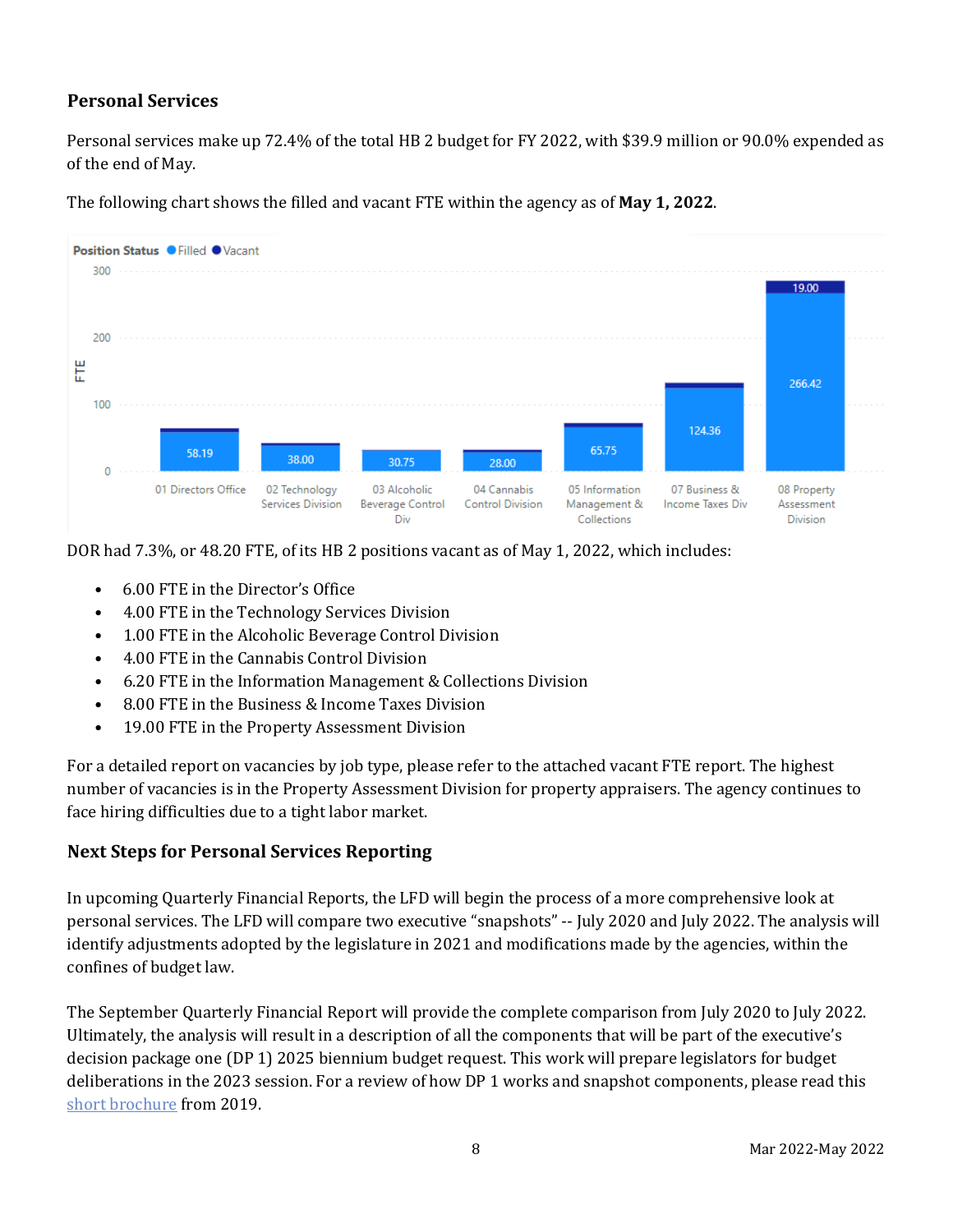### Personal Services

Personal services make up 72.4% of the total HB 2 budget for FY 2022, with $39.9 million or 90.0% expended as of the end of May.

The following chart shows the filled and vacant FTE within the agency as of **May 1, 2022**.

DOR had 7.3%, or 48.20 FTE, of its HB 2 positions vacant as of May 1, 2022, which includes:

- 6.00 FTE in the Director's Office
- 4.00 FTE in the Technology Services Division
- 1.00 FTE in the Alcoholic Beverage Control Division
- 4.00 FTE in the Cannabis Control Division
- 6.20 FTE in the Information Management & Collections Division
- 8.00 FTE in the Business & Income Taxes Division
- 19.00 FTE in the Property Assessment Division

For a detailed report on vacancies by job type, please refer to the attached vacant FTE report. The highest number of vacancies is in the Property Assessment Division for property appraisers. The agency continues to face hiring difficulties due to a tight labor market.

### Next Steps for Personal Services Reporting

In upcoming Quarterly Financial Reports, the LFD will begin the process of a more comprehensive look at personal services. The LFD will compare two executive "snapshots" -- July 2020 and July 2022. The analysis will identify adjustments adopted by the legislature in 2021 and modifications made by the agencies, within the confines of budget law.

The September Quarterly Financial Report will provide the complete comparison from July 2020 to July 2022. Ultimately, the analysis will result in a description of all the components that will be part of the executive's decision package one (DP 1) 2025 biennium budget request. This work will prepare legislators for budget deliberations in the 2023 session. For a review of how DP 1 works and snapshot components, please read this short brochure from 2019.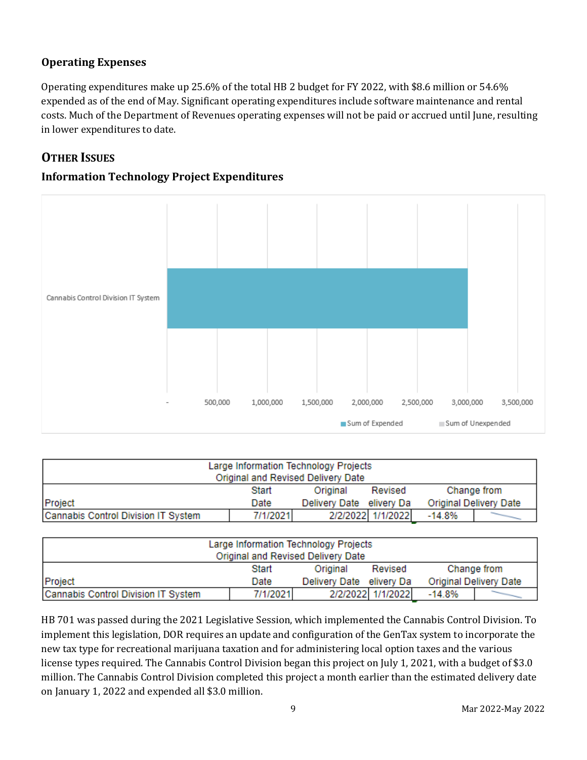### Operating Expenses

Operating expenditures make up 25.6% of the total HB 2 budget for FY 2022, with $8.6 million or 54.6% expended as of the end of May. Significant operating expenditures include software maintenance and rental costs. Much of the Department of Revenues operating expenses will not be paid or accrued until June, resulting in lower expenditures to date.

## OTHER ISSUES

### Information Technology Project Expenditures

Cannabis Control Division IT System

- 500,000 1,000,000 1,500,000 2,000,000 2,500,000 3,000,000 3,500,000

Sum of Expended   Sum of Unexpended

| Large Information Technology Projects Original and Revised Delivery Date | | | | | |
|---|---|---|---|---|---|
| Project | Start Date | Original Delivery Date | Revised elivery Da | Change from Original Delivery Date | |
| Cannabis Control Division IT System | 7/1/2021 | 2/2/2022 | 1/1/2022 | -14.8% | |

| Large Information Technology Projects Original and Revised Delivery Date | | | | | |
|---|---|---|---|---|---|
| Project | Start Date | Original Delivery Date | Revised elivery Da | Change from Original Delivery Date | |
| Cannabis Control Division IT System | 7/1/2021 | 2/2/2022 | 1/1/2022 | -14.8% | |

HB 701 was passed during the 2021 Legislative Session, which implemented the Cannabis Control Division. To implement this legislation, DOR requires an update and configuration of the GenTax system to incorporate the new tax type for recreational marijuana taxation and for administering local option taxes and the various license types required. The Cannabis Control Division began this project on July 1, 2021, with a budget of $3.0 million. The Cannabis Control Division completed this project a month earlier than the estimated delivery date on January 1, 2022 and expended all $3.0 million.